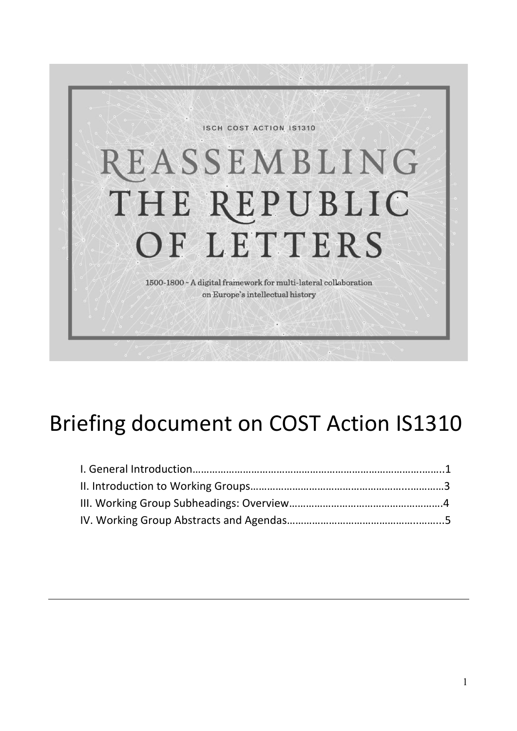ISCH COST ACTION IS1310

# REASSEMBLING THE REPUBLIC OF LETTERS

1500-1800 ~ A digital framework for multi-lateral collaboration on Europe's intellectual history

# Briefing document on COST Action IS1310

I. General Introduction……………………………………………………………………………..1
II. Introduction to Working Groups……………………………………………………..…………3
III. Working Group Subheadings: Overview……………………………………………….4
IV. Working Group Abstracts and Agendas………………………………………….……...5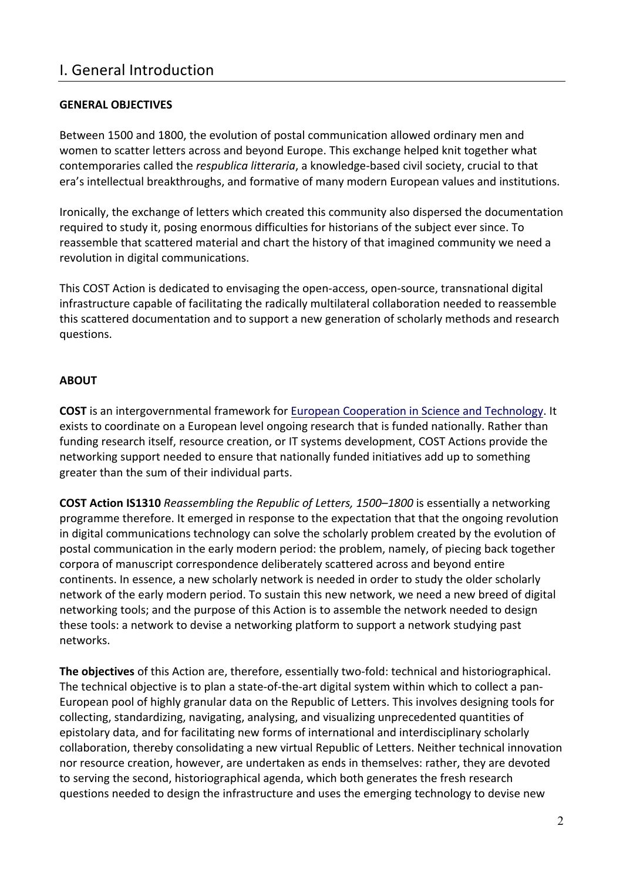# I. General Introduction

**GENERAL OBJECTIVES**

Between 1500 and 1800, the evolution of postal communication allowed ordinary men and women to scatter letters across and beyond Europe. This exchange helped knit together what contemporaries called the *respublica litteraria*, a knowledge-based civil society, crucial to that era's intellectual breakthroughs, and formative of many modern European values and institutions.

Ironically, the exchange of letters which created this community also dispersed the documentation required to study it, posing enormous difficulties for historians of the subject ever since. To reassemble that scattered material and chart the history of that imagined community we need a revolution in digital communications.

This COST Action is dedicated to envisaging the open-access, open-source, transnational digital infrastructure capable of facilitating the radically multilateral collaboration needed to reassemble this scattered documentation and to support a new generation of scholarly methods and research questions.

**ABOUT**

**COST** is an intergovernmental framework for European Cooperation in Science and Technology. It exists to coordinate on a European level ongoing research that is funded nationally. Rather than funding research itself, resource creation, or IT systems development, COST Actions provide the networking support needed to ensure that nationally funded initiatives add up to something greater than the sum of their individual parts.

**COST Action IS1310** *Reassembling the Republic of Letters, 1500–1800* is essentially a networking programme therefore. It emerged in response to the expectation that that the ongoing revolution in digital communications technology can solve the scholarly problem created by the evolution of postal communication in the early modern period: the problem, namely, of piecing back together corpora of manuscript correspondence deliberately scattered across and beyond entire continents. In essence, a new scholarly network is needed in order to study the older scholarly network of the early modern period. To sustain this new network, we need a new breed of digital networking tools; and the purpose of this Action is to assemble the network needed to design these tools: a network to devise a networking platform to support a network studying past networks.

**The objectives** of this Action are, therefore, essentially two-fold: technical and historiographical. The technical objective is to plan a state-of-the-art digital system within which to collect a pan-European pool of highly granular data on the Republic of Letters. This involves designing tools for collecting, standardizing, navigating, analysing, and visualizing unprecedented quantities of epistolary data, and for facilitating new forms of international and interdisciplinary scholarly collaboration, thereby consolidating a new virtual Republic of Letters. Neither technical innovation nor resource creation, however, are undertaken as ends in themselves: rather, they are devoted to serving the second, historiographical agenda, which both generates the fresh research questions needed to design the infrastructure and uses the emerging technology to devise new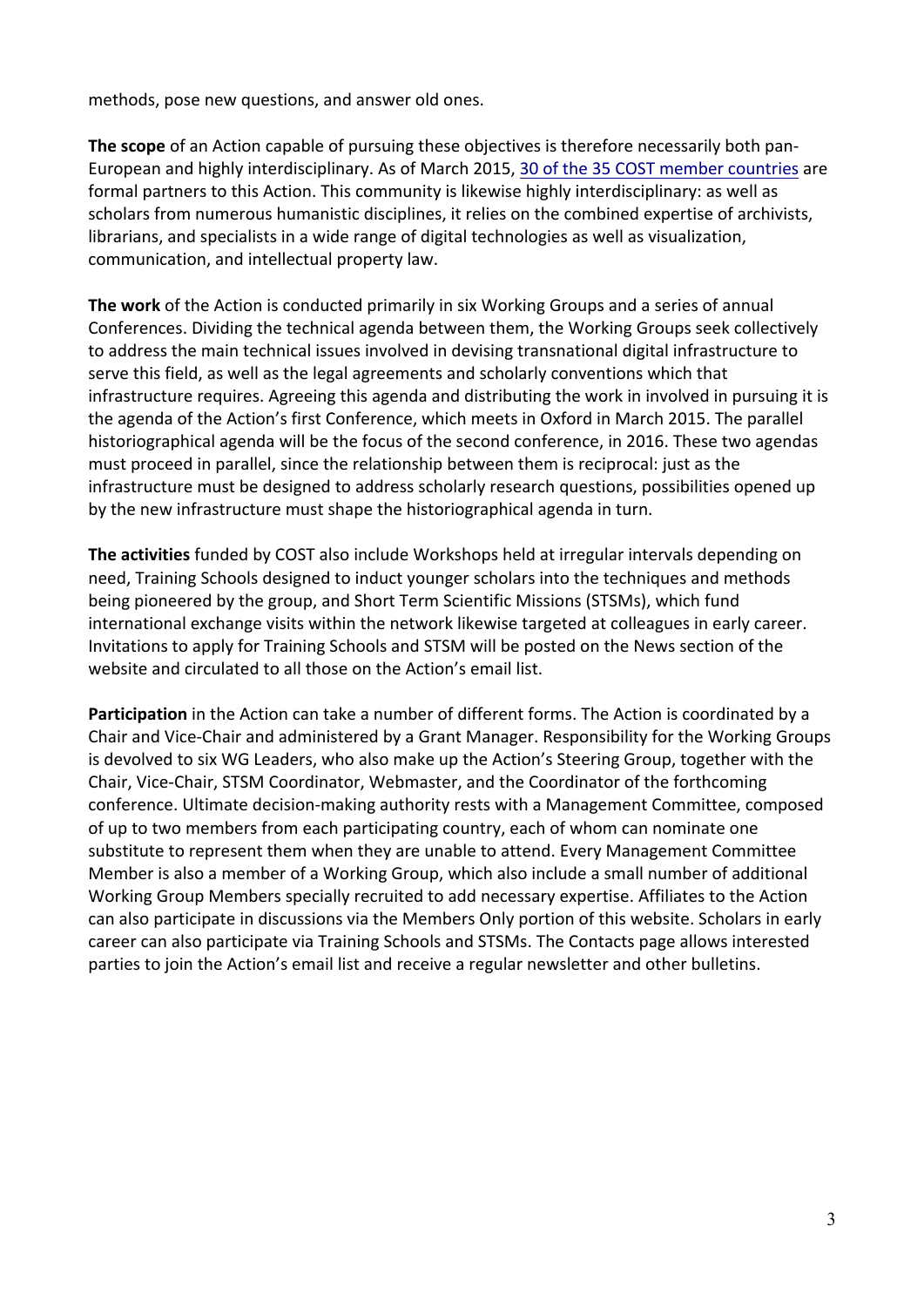methods, pose new questions, and answer old ones.

**The scope** of an Action capable of pursuing these objectives is therefore necessarily both pan-European and highly interdisciplinary. As of March 2015, [30 of the 35 COST member countries] are formal partners to this Action. This community is likewise highly interdisciplinary: as well as scholars from numerous humanistic disciplines, it relies on the combined expertise of archivists, librarians, and specialists in a wide range of digital technologies as well as visualization, communication, and intellectual property law.

**The work** of the Action is conducted primarily in six Working Groups and a series of annual Conferences. Dividing the technical agenda between them, the Working Groups seek collectively to address the main technical issues involved in devising transnational digital infrastructure to serve this field, as well as the legal agreements and scholarly conventions which that infrastructure requires. Agreeing this agenda and distributing the work in involved in pursuing it is the agenda of the Action's first Conference, which meets in Oxford in March 2015. The parallel historiographical agenda will be the focus of the second conference, in 2016. These two agendas must proceed in parallel, since the relationship between them is reciprocal: just as the infrastructure must be designed to address scholarly research questions, possibilities opened up by the new infrastructure must shape the historiographical agenda in turn.

**The activities** funded by COST also include Workshops held at irregular intervals depending on need, Training Schools designed to induct younger scholars into the techniques and methods being pioneered by the group, and Short Term Scientific Missions (STSMs), which fund international exchange visits within the network likewise targeted at colleagues in early career. Invitations to apply for Training Schools and STSM will be posted on the News section of the website and circulated to all those on the Action's email list.

**Participation** in the Action can take a number of different forms. The Action is coordinated by a Chair and Vice-Chair and administered by a Grant Manager. Responsibility for the Working Groups is devolved to six WG Leaders, who also make up the Action's Steering Group, together with the Chair, Vice-Chair, STSM Coordinator, Webmaster, and the Coordinator of the forthcoming conference. Ultimate decision-making authority rests with a Management Committee, composed of up to two members from each participating country, each of whom can nominate one substitute to represent them when they are unable to attend. Every Management Committee Member is also a member of a Working Group, which also include a small number of additional Working Group Members specially recruited to add necessary expertise. Affiliates to the Action can also participate in discussions via the Members Only portion of this website. Scholars in early career can also participate via Training Schools and STSMs. The Contacts page allows interested parties to join the Action's email list and receive a regular newsletter and other bulletins.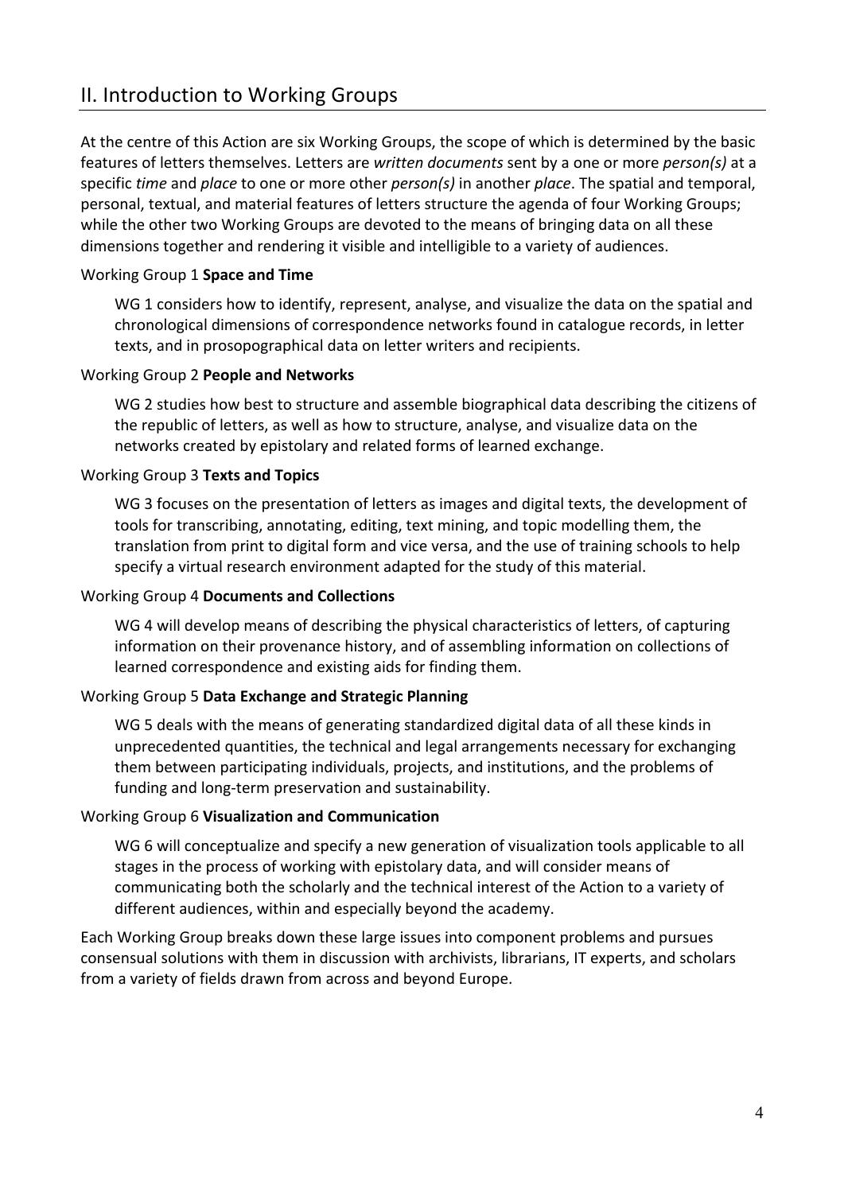## II. Introduction to Working Groups

At the centre of this Action are six Working Groups, the scope of which is determined by the basic features of letters themselves. Letters are *written documents* sent by a one or more *person(s)* at a specific *time* and *place* to one or more other *person(s)* in another *place*. The spatial and temporal, personal, textual, and material features of letters structure the agenda of four Working Groups; while the other two Working Groups are devoted to the means of bringing data on all these dimensions together and rendering it visible and intelligible to a variety of audiences.

Working Group 1 **Space and Time**

WG 1 considers how to identify, represent, analyse, and visualize the data on the spatial and chronological dimensions of correspondence networks found in catalogue records, in letter texts, and in prosopographical data on letter writers and recipients.

Working Group 2 **People and Networks**

WG 2 studies how best to structure and assemble biographical data describing the citizens of the republic of letters, as well as how to structure, analyse, and visualize data on the networks created by epistolary and related forms of learned exchange.

Working Group 3 **Texts and Topics**

WG 3 focuses on the presentation of letters as images and digital texts, the development of tools for transcribing, annotating, editing, text mining, and topic modelling them, the translation from print to digital form and vice versa, and the use of training schools to help specify a virtual research environment adapted for the study of this material.

Working Group 4 **Documents and Collections**

WG 4 will develop means of describing the physical characteristics of letters, of capturing information on their provenance history, and of assembling information on collections of learned correspondence and existing aids for finding them.

Working Group 5 **Data Exchange and Strategic Planning**

WG 5 deals with the means of generating standardized digital data of all these kinds in unprecedented quantities, the technical and legal arrangements necessary for exchanging them between participating individuals, projects, and institutions, and the problems of funding and long-term preservation and sustainability.

Working Group 6 **Visualization and Communication**

WG 6 will conceptualize and specify a new generation of visualization tools applicable to all stages in the process of working with epistolary data, and will consider means of communicating both the scholarly and the technical interest of the Action to a variety of different audiences, within and especially beyond the academy.

Each Working Group breaks down these large issues into component problems and pursues consensual solutions with them in discussion with archivists, librarians, IT experts, and scholars from a variety of fields drawn from across and beyond Europe.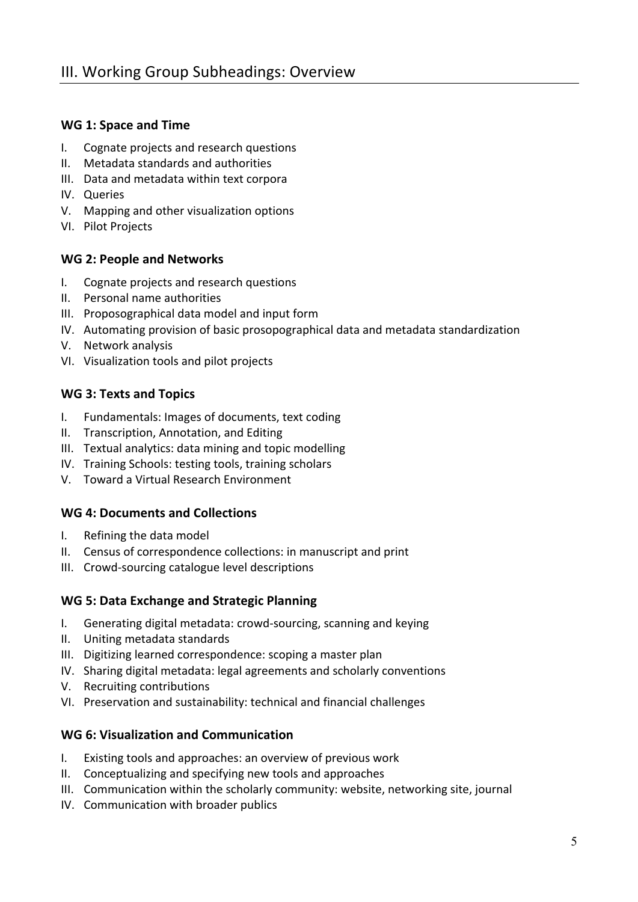## III. Working Group Subheadings: Overview

### WG 1: Space and Time

I. Cognate projects and research questions
II. Metadata standards and authorities
III. Data and metadata within text corpora
IV. Queries
V. Mapping and other visualization options
VI. Pilot Projects

### WG 2: People and Networks

I. Cognate projects and research questions
II. Personal name authorities
III. Proposographical data model and input form
IV. Automating provision of basic prosopographical data and metadata standardization
V. Network analysis
VI. Visualization tools and pilot projects

### WG 3: Texts and Topics

I. Fundamentals: Images of documents, text coding
II. Transcription, Annotation, and Editing
III. Textual analytics: data mining and topic modelling
IV. Training Schools: testing tools, training scholars
V. Toward a Virtual Research Environment

### WG 4: Documents and Collections

I. Refining the data model
II. Census of correspondence collections: in manuscript and print
III. Crowd-sourcing catalogue level descriptions

### WG 5: Data Exchange and Strategic Planning

I. Generating digital metadata: crowd-sourcing, scanning and keying
II. Uniting metadata standards
III. Digitizing learned correspondence: scoping a master plan
IV. Sharing digital metadata: legal agreements and scholarly conventions
V. Recruiting contributions
VI. Preservation and sustainability: technical and financial challenges

### WG 6: Visualization and Communication

I. Existing tools and approaches: an overview of previous work
II. Conceptualizing and specifying new tools and approaches
III. Communication within the scholarly community: website, networking site, journal
IV. Communication with broader publics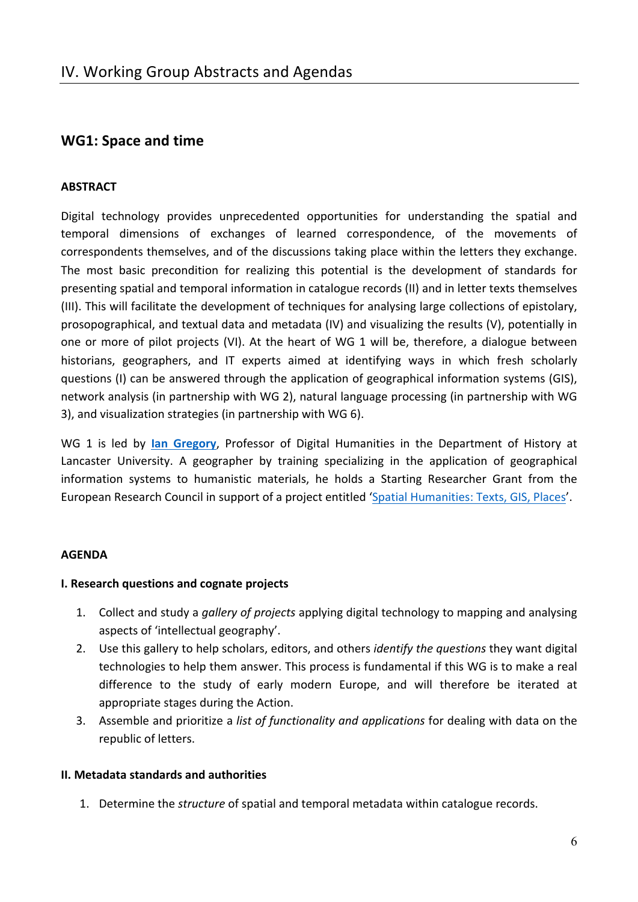# IV. Working Group Abstracts and Agendas

## WG1: Space and time

**ABSTRACT**

Digital technology provides unprecedented opportunities for understanding the spatial and temporal dimensions of exchanges of learned correspondence, of the movements of correspondents themselves, and of the discussions taking place within the letters they exchange. The most basic precondition for realizing this potential is the development of standards for presenting spatial and temporal information in catalogue records (II) and in letter texts themselves (III). This will facilitate the development of techniques for analysing large collections of epistolary, prosopographical, and textual data and metadata (IV) and visualizing the results (V), potentially in one or more of pilot projects (VI). At the heart of WG 1 will be, therefore, a dialogue between historians, geographers, and IT experts aimed at identifying ways in which fresh scholarly questions (I) can be answered through the application of geographical information systems (GIS), network analysis (in partnership with WG 2), natural language processing (in partnership with WG 3), and visualization strategies (in partnership with WG 6).

WG 1 is led by **Ian Gregory**, Professor of Digital Humanities in the Department of History at Lancaster University. A geographer by training specializing in the application of geographical information systems to humanistic materials, he holds a Starting Researcher Grant from the European Research Council in support of a project entitled 'Spatial Humanities: Texts, GIS, Places'.

**AGENDA**

**I. Research questions and cognate projects**

1. Collect and study a *gallery of projects* applying digital technology to mapping and analysing aspects of 'intellectual geography'.
2. Use this gallery to help scholars, editors, and others *identify the questions* they want digital technologies to help them answer. This process is fundamental if this WG is to make a real difference to the study of early modern Europe, and will therefore be iterated at appropriate stages during the Action.
3. Assemble and prioritize a *list of functionality and applications* for dealing with data on the republic of letters.

**II. Metadata standards and authorities**

1. Determine the *structure* of spatial and temporal metadata within catalogue records.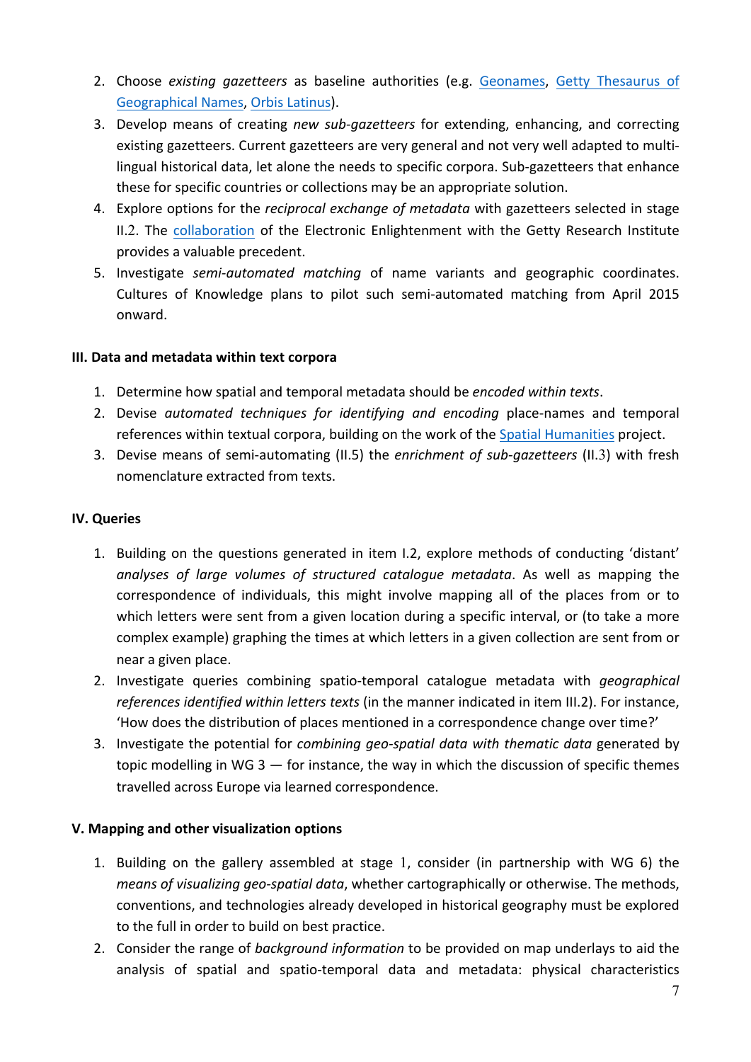2. Choose *existing gazetteers* as baseline authorities (e.g. Geonames, Getty Thesaurus of Geographical Names, Orbis Latinus).
3. Develop means of creating *new sub-gazetteers* for extending, enhancing, and correcting existing gazetteers. Current gazetteers are very general and not very well adapted to multi-lingual historical data, let alone the needs to specific corpora. Sub-gazetteers that enhance these for specific countries or collections may be an appropriate solution.
4. Explore options for the *reciprocal exchange of metadata* with gazetteers selected in stage II.2. The collaboration of the Electronic Enlightenment with the Getty Research Institute provides a valuable precedent.
5. Investigate *semi-automated matching* of name variants and geographic coordinates. Cultures of Knowledge plans to pilot such semi-automated matching from April 2015 onward.

**III. Data and metadata within text corpora**

1. Determine how spatial and temporal metadata should be *encoded within texts*.
2. Devise *automated techniques for identifying and encoding* place-names and temporal references within textual corpora, building on the work of the Spatial Humanities project.
3. Devise means of semi-automating (II.5) the *enrichment of sub-gazetteers* (II.3) with fresh nomenclature extracted from texts.

**IV. Queries**

1. Building on the questions generated in item I.2, explore methods of conducting 'distant' *analyses of large volumes of structured catalogue metadata*. As well as mapping the correspondence of individuals, this might involve mapping all of the places from or to which letters were sent from a given location during a specific interval, or (to take a more complex example) graphing the times at which letters in a given collection are sent from or near a given place.
2. Investigate queries combining spatio-temporal catalogue metadata with *geographical references identified within letters texts* (in the manner indicated in item III.2). For instance, 'How does the distribution of places mentioned in a correspondence change over time?'
3. Investigate the potential for *combining geo-spatial data with thematic data* generated by topic modelling in WG 3 — for instance, the way in which the discussion of specific themes travelled across Europe via learned correspondence.

**V. Mapping and other visualization options**

1. Building on the gallery assembled at stage 1, consider (in partnership with WG 6) the *means of visualizing geo-spatial data*, whether cartographically or otherwise. The methods, conventions, and technologies already developed in historical geography must be explored to the full in order to build on best practice.
2. Consider the range of *background information* to be provided on map underlays to aid the analysis of spatial and spatio-temporal data and metadata: physical characteristics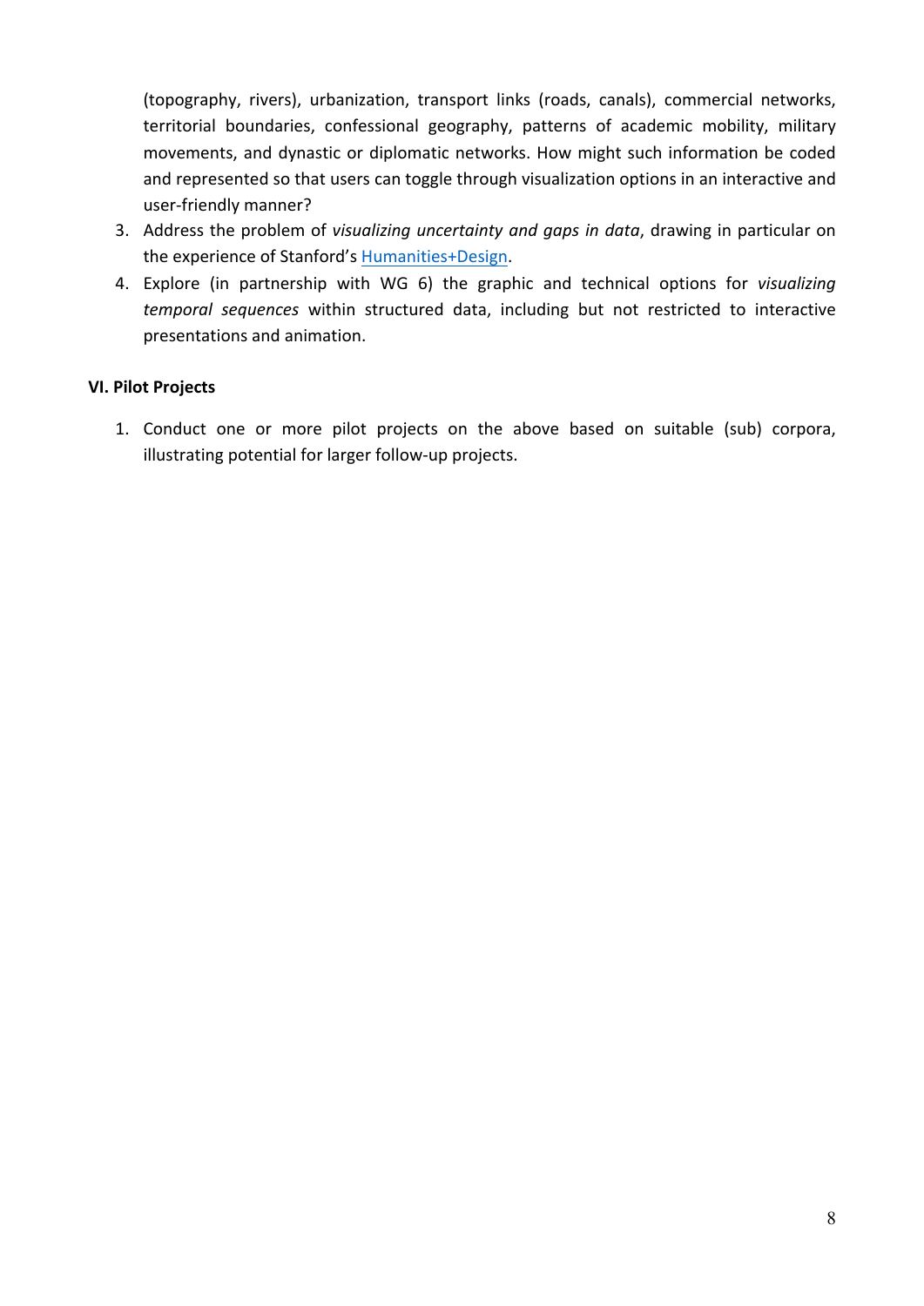(topography, rivers), urbanization, transport links (roads, canals), commercial networks, territorial boundaries, confessional geography, patterns of academic mobility, military movements, and dynastic or diplomatic networks. How might such information be coded and represented so that users can toggle through visualization options in an interactive and user-friendly manner?

3. Address the problem of *visualizing uncertainty and gaps in data*, drawing in particular on the experience of Stanford's Humanities+Design.
4. Explore (in partnership with WG 6) the graphic and technical options for *visualizing temporal sequences* within structured data, including but not restricted to interactive presentations and animation.

**VI. Pilot Projects**

1. Conduct one or more pilot projects on the above based on suitable (sub) corpora, illustrating potential for larger follow-up projects.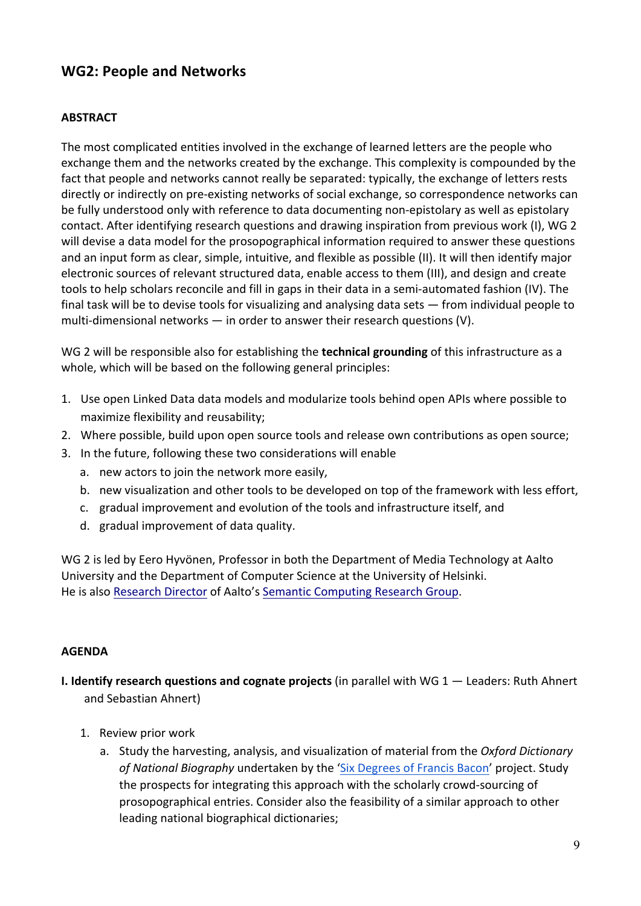## WG2: People and Networks

**ABSTRACT**

The most complicated entities involved in the exchange of learned letters are the people who exchange them and the networks created by the exchange. This complexity is compounded by the fact that people and networks cannot really be separated: typically, the exchange of letters rests directly or indirectly on pre-existing networks of social exchange, so correspondence networks can be fully understood only with reference to data documenting non-epistolary as well as epistolary contact. After identifying research questions and drawing inspiration from previous work (I), WG 2 will devise a data model for the prosopographical information required to answer these questions and an input form as clear, simple, intuitive, and flexible as possible (II). It will then identify major electronic sources of relevant structured data, enable access to them (III), and design and create tools to help scholars reconcile and fill in gaps in their data in a semi-automated fashion (IV). The final task will be to devise tools for visualizing and analysing data sets — from individual people to multi-dimensional networks — in order to answer their research questions (V).

WG 2 will be responsible also for establishing the **technical grounding** of this infrastructure as a whole, which will be based on the following general principles:

1. Use open Linked Data data models and modularize tools behind open APIs where possible to maximize flexibility and reusability;
2. Where possible, build upon open source tools and release own contributions as open source;
3. In the future, following these two considerations will enable
   a. new actors to join the network more easily,
   b. new visualization and other tools to be developed on top of the framework with less effort,
   c. gradual improvement and evolution of the tools and infrastructure itself, and
   d. gradual improvement of data quality.

WG 2 is led by Eero Hyvönen, Professor in both the Department of Media Technology at Aalto University and the Department of Computer Science at the University of Helsinki.
He is also Research Director of Aalto's Semantic Computing Research Group.

**AGENDA**

**I. Identify research questions and cognate projects** (in parallel with WG 1 — Leaders: Ruth Ahnert and Sebastian Ahnert)

1. Review prior work
   a. Study the harvesting, analysis, and visualization of material from the *Oxford Dictionary of National Biography* undertaken by the 'Six Degrees of Francis Bacon' project. Study the prospects for integrating this approach with the scholarly crowd-sourcing of prosopographical entries. Consider also the feasibility of a similar approach to other leading national biographical dictionaries;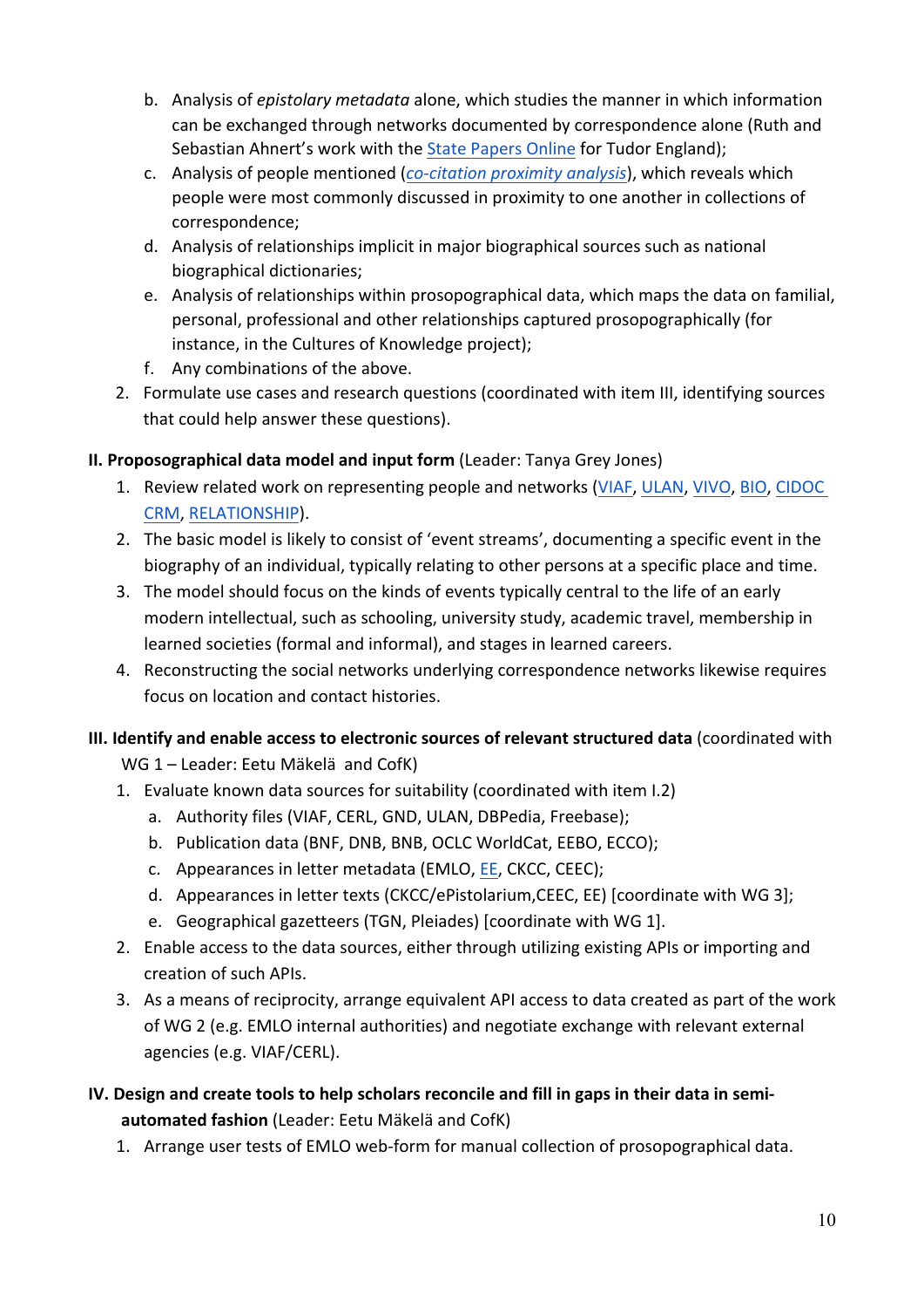b. Analysis of *epistolary metadata* alone, which studies the manner in which information can be exchanged through networks documented by correspondence alone (Ruth and Sebastian Ahnert's work with the State Papers Online for Tudor England);
   c. Analysis of people mentioned (*co-citation proximity analysis*), which reveals which people were most commonly discussed in proximity to one another in collections of correspondence;
   d. Analysis of relationships implicit in major biographical sources such as national biographical dictionaries;
   e. Analysis of relationships within prosopographical data, which maps the data on familial, personal, professional and other relationships captured prosopographically (for instance, in the Cultures of Knowledge project);
   f. Any combinations of the above.
2. Formulate use cases and research questions (coordinated with item III, identifying sources that could help answer these questions).

**II. Proposographical data model and input form** (Leader: Tanya Grey Jones)

1. Review related work on representing people and networks (VIAF, ULAN, VIVO, BIO, CIDOC CRM, RELATIONSHIP).
2. The basic model is likely to consist of 'event streams', documenting a specific event in the biography of an individual, typically relating to other persons at a specific place and time.
3. The model should focus on the kinds of events typically central to the life of an early modern intellectual, such as schooling, university study, academic travel, membership in learned societies (formal and informal), and stages in learned careers.
4. Reconstructing the social networks underlying correspondence networks likewise requires focus on location and contact histories.

**III. Identify and enable access to electronic sources of relevant structured data** (coordinated with WG 1 – Leader: Eetu Mäkelä and CofK)

1. Evaluate known data sources for suitability (coordinated with item I.2)
   a. Authority files (VIAF, CERL, GND, ULAN, DBPedia, Freebase);
   b. Publication data (BNF, DNB, BNB, OCLC WorldCat, EEBO, ECCO);
   c. Appearances in letter metadata (EMLO, EE, CKCC, CEEC);
   d. Appearances in letter texts (CKCC/ePistolarium,CEEC, EE) [coordinate with WG 3];
   e. Geographical gazetteers (TGN, Pleiades) [coordinate with WG 1].
2. Enable access to the data sources, either through utilizing existing APIs or importing and creation of such APIs.
3. As a means of reciprocity, arrange equivalent API access to data created as part of the work of WG 2 (e.g. EMLO internal authorities) and negotiate exchange with relevant external agencies (e.g. VIAF/CERL).

**IV. Design and create tools to help scholars reconcile and fill in gaps in their data in semi-automated fashion** (Leader: Eetu Mäkelä and CofK)

1. Arrange user tests of EMLO web-form for manual collection of prosopographical data.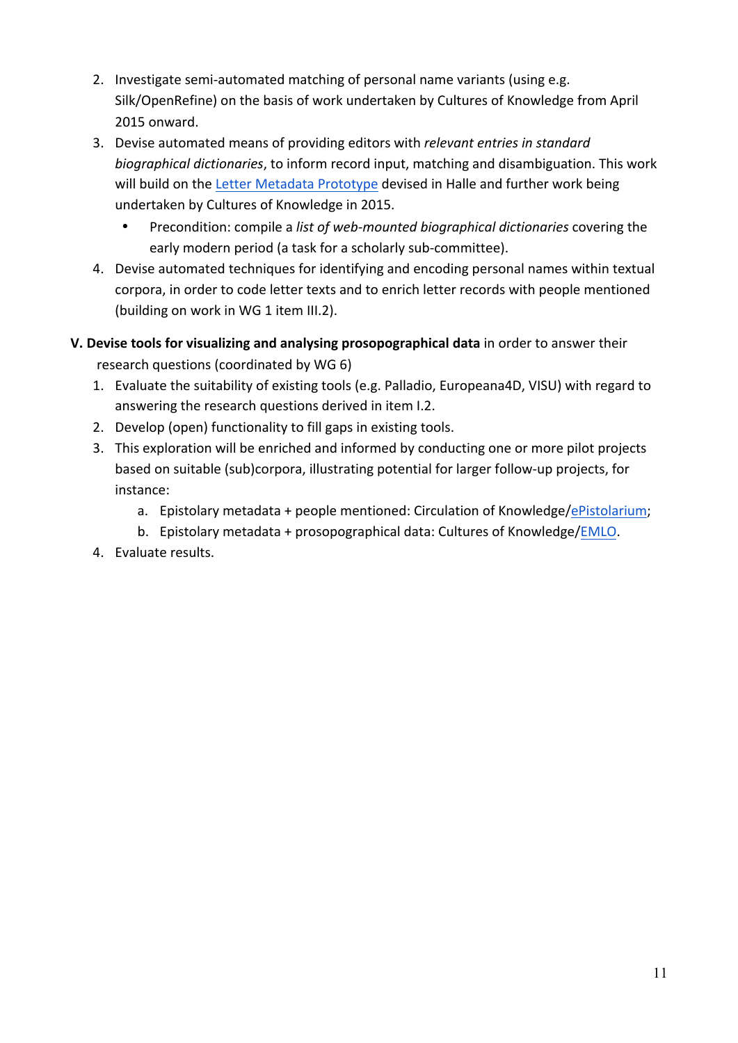2. Investigate semi-automated matching of personal name variants (using e.g. Silk/OpenRefine) on the basis of work undertaken by Cultures of Knowledge from April 2015 onward.
3. Devise automated means of providing editors with *relevant entries in standard biographical dictionaries*, to inform record input, matching and disambiguation. This work will build on the Letter Metadata Prototype devised in Halle and further work being undertaken by Cultures of Knowledge in 2015.
   - Precondition: compile a *list of web-mounted biographical dictionaries* covering the early modern period (a task for a scholarly sub-committee).
4. Devise automated techniques for identifying and encoding personal names within textual corpora, in order to code letter texts and to enrich letter records with people mentioned (building on work in WG 1 item III.2).

**V. Devise tools for visualizing and analysing prosopographical data** in order to answer their research questions (coordinated by WG 6)

1. Evaluate the suitability of existing tools (e.g. Palladio, Europeana4D, VISU) with regard to answering the research questions derived in item I.2.
2. Develop (open) functionality to fill gaps in existing tools.
3. This exploration will be enriched and informed by conducting one or more pilot projects based on suitable (sub)corpora, illustrating potential for larger follow-up projects, for instance:
   a. Epistolary metadata + people mentioned: Circulation of Knowledge/ePistolarium;
   b. Epistolary metadata + prosopographical data: Cultures of Knowledge/EMLO.
4. Evaluate results.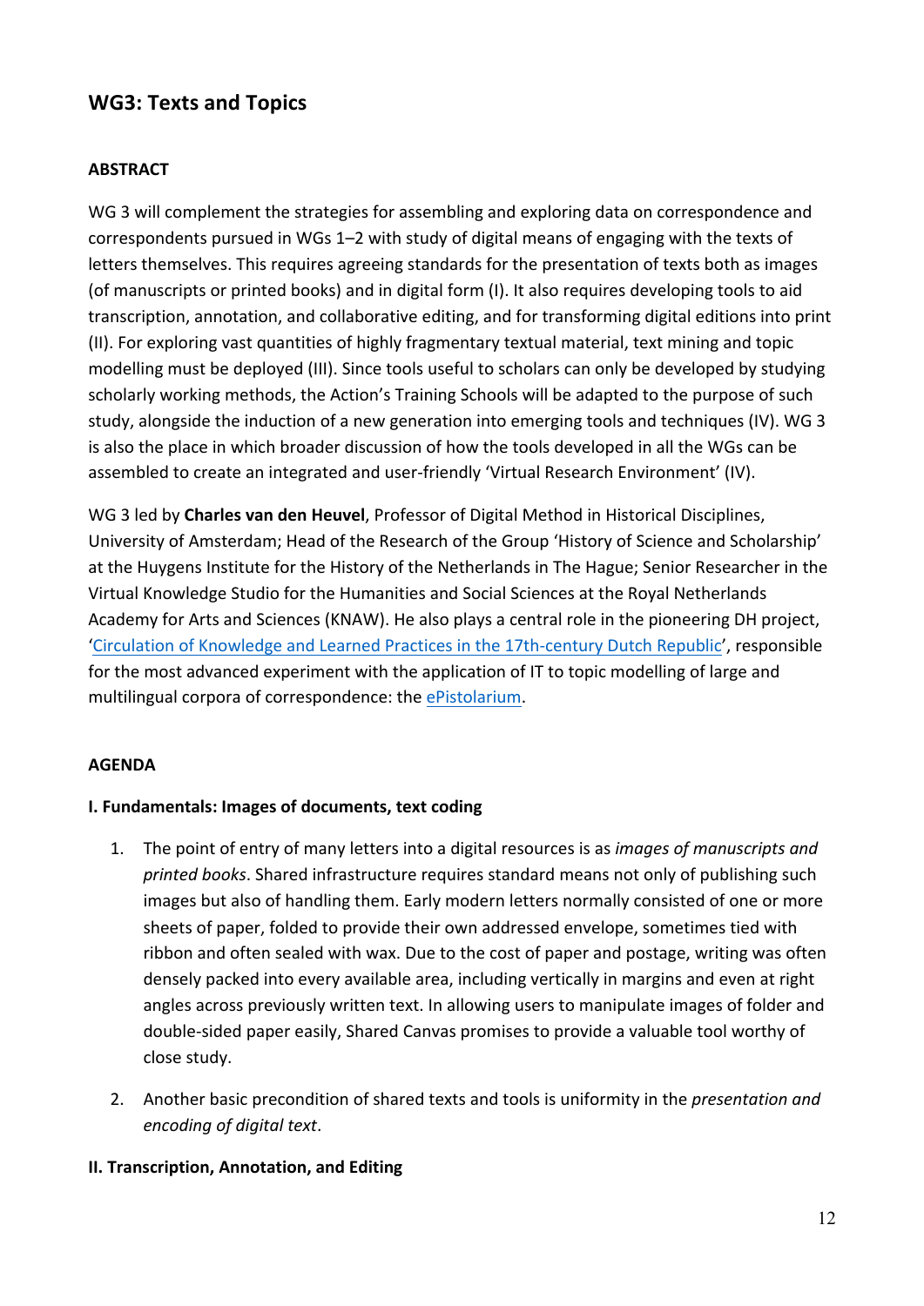## WG3: Texts and Topics

**ABSTRACT**

WG 3 will complement the strategies for assembling and exploring data on correspondence and correspondents pursued in WGs 1–2 with study of digital means of engaging with the texts of letters themselves. This requires agreeing standards for the presentation of texts both as images (of manuscripts or printed books) and in digital form (I). It also requires developing tools to aid transcription, annotation, and collaborative editing, and for transforming digital editions into print (II). For exploring vast quantities of highly fragmentary textual material, text mining and topic modelling must be deployed (III). Since tools useful to scholars can only be developed by studying scholarly working methods, the Action's Training Schools will be adapted to the purpose of such study, alongside the induction of a new generation into emerging tools and techniques (IV). WG 3 is also the place in which broader discussion of how the tools developed in all the WGs can be assembled to create an integrated and user-friendly 'Virtual Research Environment' (IV).

WG 3 led by **Charles van den Heuvel**, Professor of Digital Method in Historical Disciplines, University of Amsterdam; Head of the Research of the Group 'History of Science and Scholarship' at the Huygens Institute for the History of the Netherlands in The Hague; Senior Researcher in the Virtual Knowledge Studio for the Humanities and Social Sciences at the Royal Netherlands Academy for Arts and Sciences (KNAW). He also plays a central role in the pioneering DH project, 'Circulation of Knowledge and Learned Practices in the 17th-century Dutch Republic', responsible for the most advanced experiment with the application of IT to topic modelling of large and multilingual corpora of correspondence: the ePistolarium.

**AGENDA**

**I. Fundamentals: Images of documents, text coding**

1. The point of entry of many letters into a digital resources is as *images of manuscripts and printed books*. Shared infrastructure requires standard means not only of publishing such images but also of handling them. Early modern letters normally consisted of one or more sheets of paper, folded to provide their own addressed envelope, sometimes tied with ribbon and often sealed with wax. Due to the cost of paper and postage, writing was often densely packed into every available area, including vertically in margins and even at right angles across previously written text. In allowing users to manipulate images of folder and double-sided paper easily, Shared Canvas promises to provide a valuable tool worthy of close study.

2. Another basic precondition of shared texts and tools is uniformity in the *presentation and encoding of digital text*.

**II. Transcription, Annotation, and Editing**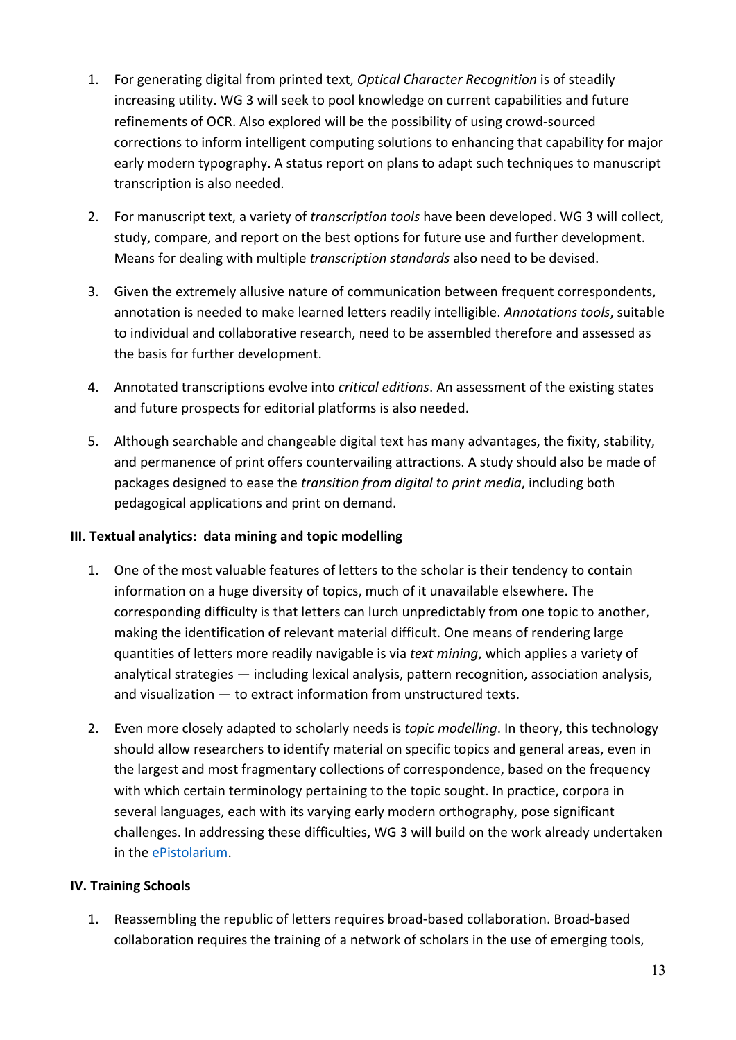1. For generating digital from printed text, *Optical Character Recognition* is of steadily increasing utility. WG 3 will seek to pool knowledge on current capabilities and future refinements of OCR. Also explored will be the possibility of using crowd-sourced corrections to inform intelligent computing solutions to enhancing that capability for major early modern typography. A status report on plans to adapt such techniques to manuscript transcription is also needed.

2. For manuscript text, a variety of *transcription tools* have been developed. WG 3 will collect, study, compare, and report on the best options for future use and further development. Means for dealing with multiple *transcription standards* also need to be devised.

3. Given the extremely allusive nature of communication between frequent correspondents, annotation is needed to make learned letters readily intelligible. *Annotations tools*, suitable to individual and collaborative research, need to be assembled therefore and assessed as the basis for further development.

4. Annotated transcriptions evolve into *critical editions*. An assessment of the existing states and future prospects for editorial platforms is also needed.

5. Although searchable and changeable digital text has many advantages, the fixity, stability, and permanence of print offers countervailing attractions. A study should also be made of packages designed to ease the *transition from digital to print media*, including both pedagogical applications and print on demand.

**III. Textual analytics: data mining and topic modelling**

1. One of the most valuable features of letters to the scholar is their tendency to contain information on a huge diversity of topics, much of it unavailable elsewhere. The corresponding difficulty is that letters can lurch unpredictably from one topic to another, making the identification of relevant material difficult. One means of rendering large quantities of letters more readily navigable is via *text mining*, which applies a variety of analytical strategies — including lexical analysis, pattern recognition, association analysis, and visualization — to extract information from unstructured texts.

2. Even more closely adapted to scholarly needs is *topic modelling*. In theory, this technology should allow researchers to identify material on specific topics and general areas, even in the largest and most fragmentary collections of correspondence, based on the frequency with which certain terminology pertaining to the topic sought. In practice, corpora in several languages, each with its varying early modern orthography, pose significant challenges. In addressing these difficulties, WG 3 will build on the work already undertaken in the ePistolarium.

**IV. Training Schools**

1. Reassembling the republic of letters requires broad-based collaboration. Broad-based collaboration requires the training of a network of scholars in the use of emerging tools,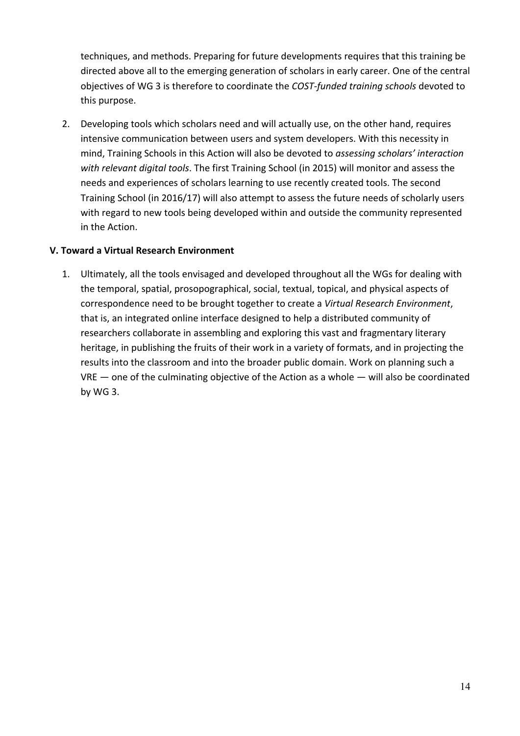techniques, and methods. Preparing for future developments requires that this training be directed above all to the emerging generation of scholars in early career. One of the central objectives of WG 3 is therefore to coordinate the *COST-funded training schools* devoted to this purpose.

2. Developing tools which scholars need and will actually use, on the other hand, requires intensive communication between users and system developers. With this necessity in mind, Training Schools in this Action will also be devoted to *assessing scholars' interaction with relevant digital tools*. The first Training School (in 2015) will monitor and assess the needs and experiences of scholars learning to use recently created tools. The second Training School (in 2016/17) will also attempt to assess the future needs of scholarly users with regard to new tools being developed within and outside the community represented in the Action.

**V. Toward a Virtual Research Environment**

1. Ultimately, all the tools envisaged and developed throughout all the WGs for dealing with the temporal, spatial, prosopographical, social, textual, topical, and physical aspects of correspondence need to be brought together to create a *Virtual Research Environment*, that is, an integrated online interface designed to help a distributed community of researchers collaborate in assembling and exploring this vast and fragmentary literary heritage, in publishing the fruits of their work in a variety of formats, and in projecting the results into the classroom and into the broader public domain. Work on planning such a VRE — one of the culminating objective of the Action as a whole — will also be coordinated by WG 3.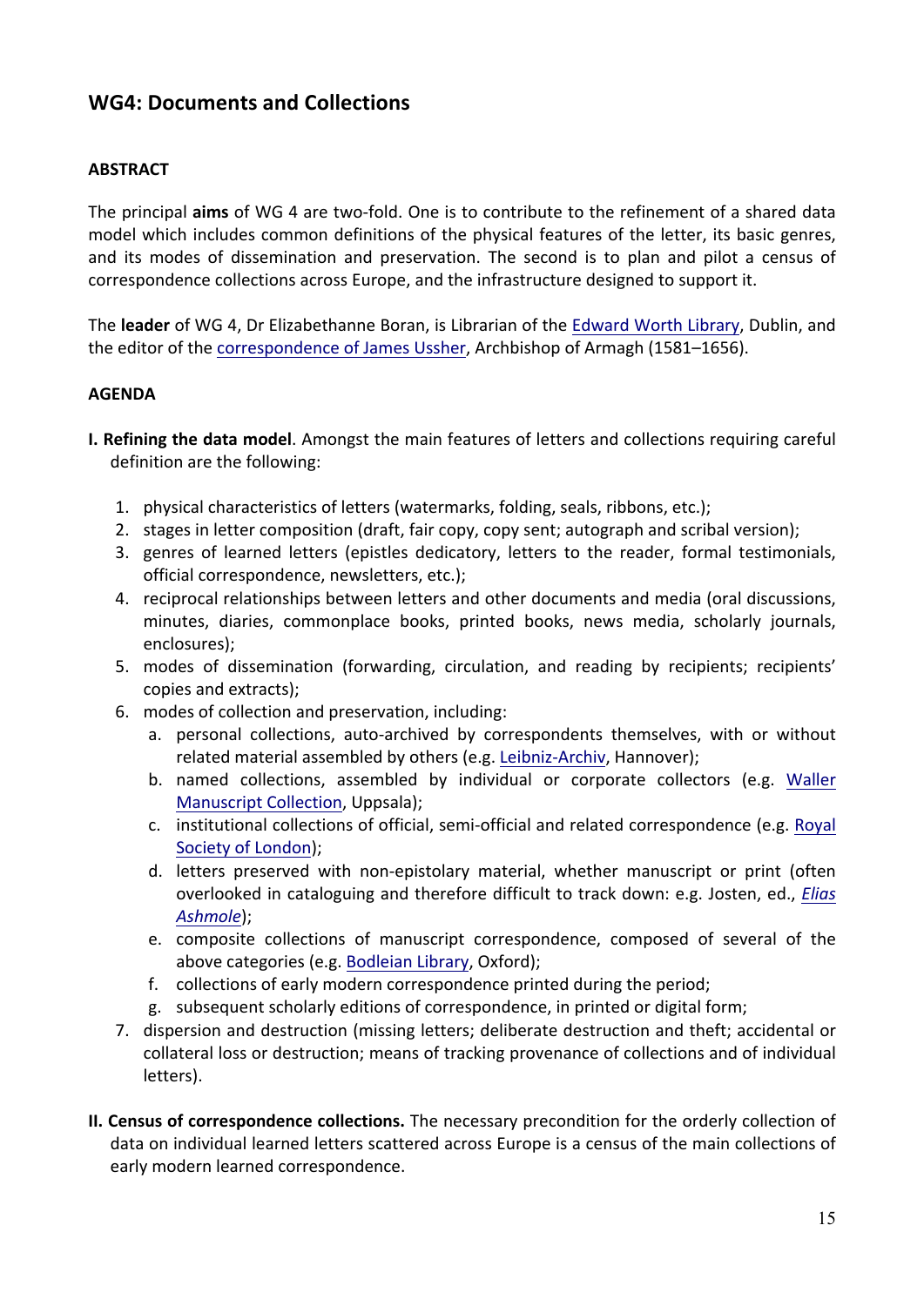## WG4: Documents and Collections

**ABSTRACT**

The principal **aims** of WG 4 are two-fold. One is to contribute to the refinement of a shared data model which includes common definitions of the physical features of the letter, its basic genres, and its modes of dissemination and preservation. The second is to plan and pilot a census of correspondence collections across Europe, and the infrastructure designed to support it.

The **leader** of WG 4, Dr Elizabethanne Boran, is Librarian of the Edward Worth Library, Dublin, and the editor of the correspondence of James Ussher, Archbishop of Armagh (1581–1656).

**AGENDA**

**I. Refining the data model**. Amongst the main features of letters and collections requiring careful definition are the following:

1. physical characteristics of letters (watermarks, folding, seals, ribbons, etc.);
2. stages in letter composition (draft, fair copy, copy sent; autograph and scribal version);
3. genres of learned letters (epistles dedicatory, letters to the reader, formal testimonials, official correspondence, newsletters, etc.);
4. reciprocal relationships between letters and other documents and media (oral discussions, minutes, diaries, commonplace books, printed books, news media, scholarly journals, enclosures);
5. modes of dissemination (forwarding, circulation, and reading by recipients; recipients' copies and extracts);
6. modes of collection and preservation, including:
   a. personal collections, auto-archived by correspondents themselves, with or without related material assembled by others (e.g. Leibniz-Archiv, Hannover);
   b. named collections, assembled by individual or corporate collectors (e.g. Waller Manuscript Collection, Uppsala);
   c. institutional collections of official, semi-official and related correspondence (e.g. Royal Society of London);
   d. letters preserved with non-epistolary material, whether manuscript or print (often overlooked in cataloguing and therefore difficult to track down: e.g. Josten, ed., *Elias Ashmole*);
   e. composite collections of manuscript correspondence, composed of several of the above categories (e.g. Bodleian Library, Oxford);
   f. collections of early modern correspondence printed during the period;
   g. subsequent scholarly editions of correspondence, in printed or digital form;
7. dispersion and destruction (missing letters; deliberate destruction and theft; accidental or collateral loss or destruction; means of tracking provenance of collections and of individual letters).

**II. Census of correspondence collections.** The necessary precondition for the orderly collection of data on individual learned letters scattered across Europe is a census of the main collections of early modern learned correspondence.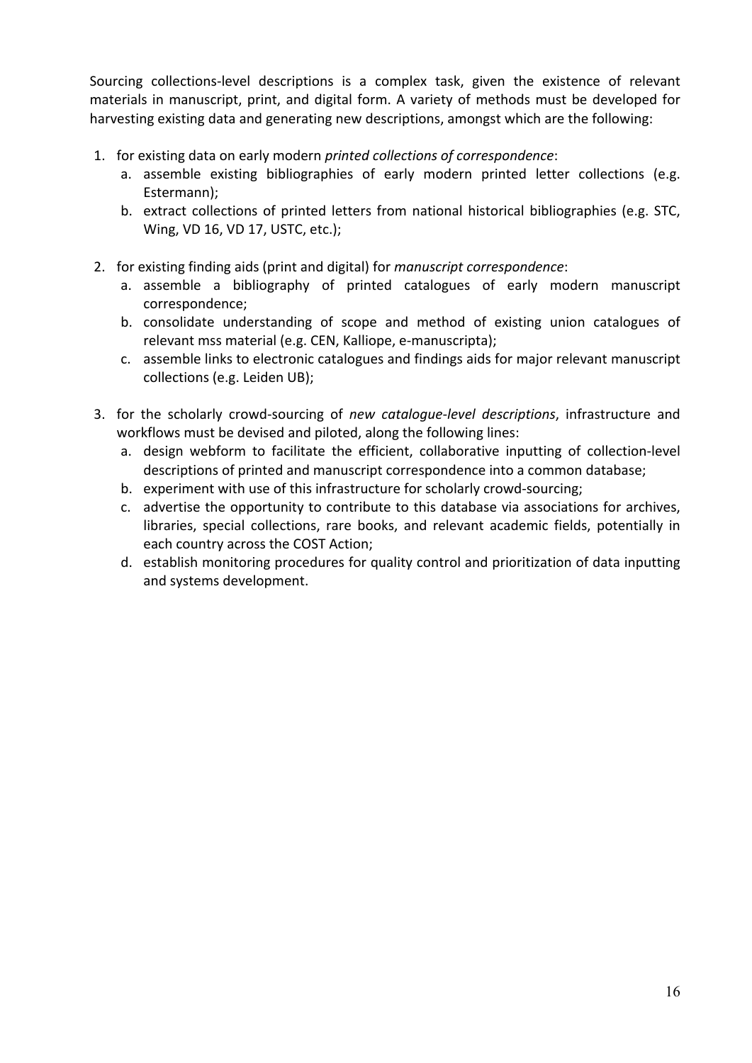Sourcing collections-level descriptions is a complex task, given the existence of relevant materials in manuscript, print, and digital form. A variety of methods must be developed for harvesting existing data and generating new descriptions, amongst which are the following:

1. for existing data on early modern *printed collections of correspondence*:
   a. assemble existing bibliographies of early modern printed letter collections (e.g. Estermann);
   b. extract collections of printed letters from national historical bibliographies (e.g. STC, Wing, VD 16, VD 17, USTC, etc.);

2. for existing finding aids (print and digital) for *manuscript correspondence*:
   a. assemble a bibliography of printed catalogues of early modern manuscript correspondence;
   b. consolidate understanding of scope and method of existing union catalogues of relevant mss material (e.g. CEN, Kalliope, e-manuscripta);
   c. assemble links to electronic catalogues and findings aids for major relevant manuscript collections (e.g. Leiden UB);

3. for the scholarly crowd-sourcing of *new catalogue-level descriptions*, infrastructure and workflows must be devised and piloted, along the following lines:
   a. design webform to facilitate the efficient, collaborative inputting of collection-level descriptions of printed and manuscript correspondence into a common database;
   b. experiment with use of this infrastructure for scholarly crowd-sourcing;
   c. advertise the opportunity to contribute to this database via associations for archives, libraries, special collections, rare books, and relevant academic fields, potentially in each country across the COST Action;
   d. establish monitoring procedures for quality control and prioritization of data inputting and systems development.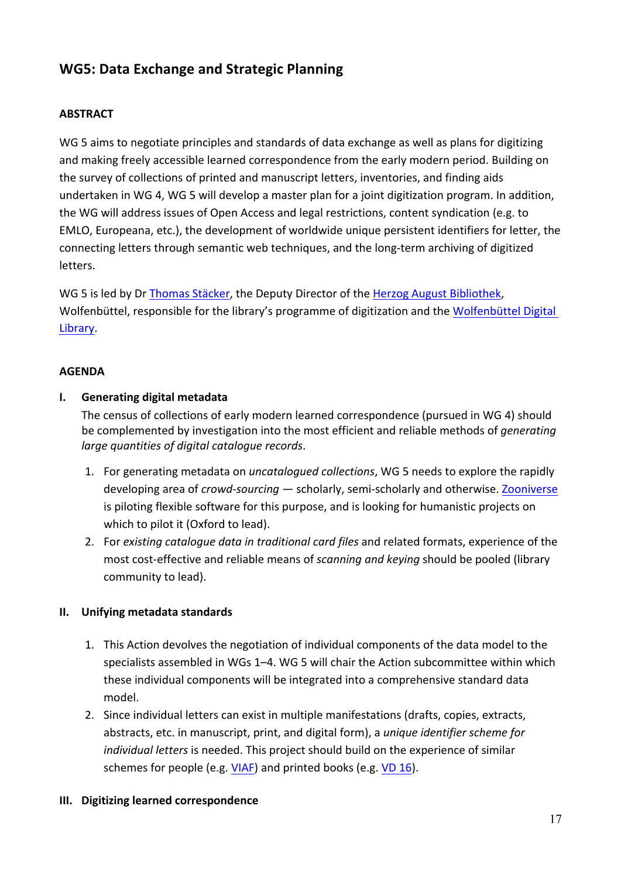## WG5: Data Exchange and Strategic Planning

**ABSTRACT**

WG 5 aims to negotiate principles and standards of data exchange as well as plans for digitizing and making freely accessible learned correspondence from the early modern period. Building on the survey of collections of printed and manuscript letters, inventories, and finding aids undertaken in WG 4, WG 5 will develop a master plan for a joint digitization program. In addition, the WG will address issues of Open Access and legal restrictions, content syndication (e.g. to EMLO, Europeana, etc.), the development of worldwide unique persistent identifiers for letter, the connecting letters through semantic web techniques, and the long-term archiving of digitized letters.

WG 5 is led by Dr Thomas Stäcker, the Deputy Director of the Herzog August Bibliothek, Wolfenbüttel, responsible for the library's programme of digitization and the Wolfenbüttel Digital Library.

**AGENDA**

**I. Generating digital metadata**

The census of collections of early modern learned correspondence (pursued in WG 4) should be complemented by investigation into the most efficient and reliable methods of *generating large quantities of digital catalogue records*.

1. For generating metadata on *uncatalogued collections*, WG 5 needs to explore the rapidly developing area of *crowd-sourcing* — scholarly, semi-scholarly and otherwise. Zooniverse is piloting flexible software for this purpose, and is looking for humanistic projects on which to pilot it (Oxford to lead).
2. For *existing catalogue data in traditional card files* and related formats, experience of the most cost-effective and reliable means of *scanning and keying* should be pooled (library community to lead).

**II. Unifying metadata standards**

1. This Action devolves the negotiation of individual components of the data model to the specialists assembled in WGs 1–4. WG 5 will chair the Action subcommittee within which these individual components will be integrated into a comprehensive standard data model.
2. Since individual letters can exist in multiple manifestations (drafts, copies, extracts, abstracts, etc. in manuscript, print, and digital form), a *unique identifier scheme for individual letters* is needed. This project should build on the experience of similar schemes for people (e.g. VIAF) and printed books (e.g. VD 16).

**III. Digitizing learned correspondence**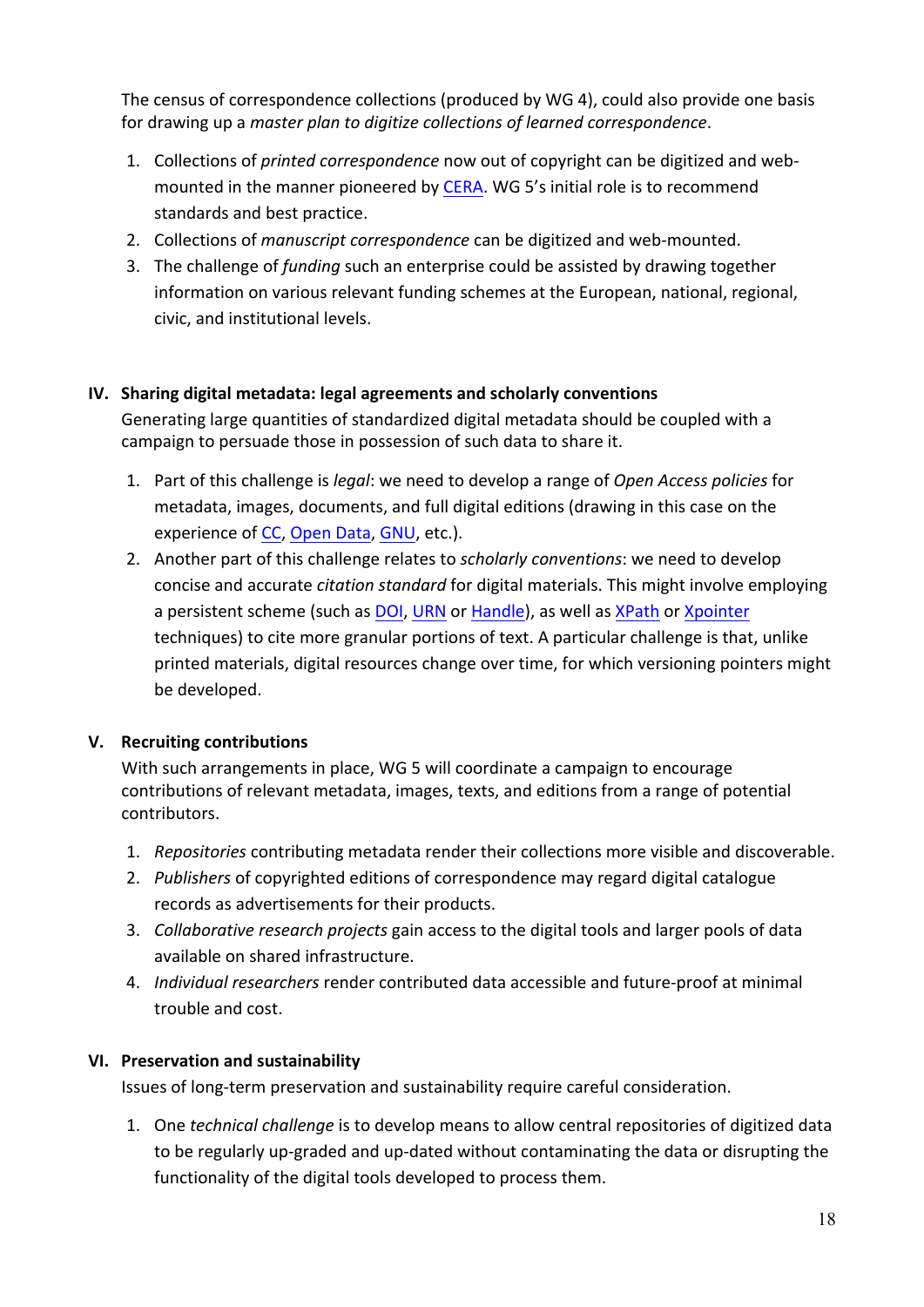The census of correspondence collections (produced by WG 4), could also provide one basis for drawing up a *master plan to digitize collections of learned correspondence*.

1. Collections of *printed correspondence* now out of copyright can be digitized and web-mounted in the manner pioneered by CERA. WG 5's initial role is to recommend standards and best practice.
2. Collections of *manuscript correspondence* can be digitized and web-mounted.
3. The challenge of *funding* such an enterprise could be assisted by drawing together information on various relevant funding schemes at the European, national, regional, civic, and institutional levels.

## IV. Sharing digital metadata: legal agreements and scholarly conventions

Generating large quantities of standardized digital metadata should be coupled with a campaign to persuade those in possession of such data to share it.

1. Part of this challenge is *legal*: we need to develop a range of *Open Access policies* for metadata, images, documents, and full digital editions (drawing in this case on the experience of CC, Open Data, GNU, etc.).
2. Another part of this challenge relates to *scholarly conventions*: we need to develop concise and accurate *citation standard* for digital materials. This might involve employing a persistent scheme (such as DOI, URN or Handle), as well as XPath or Xpointer techniques) to cite more granular portions of text. A particular challenge is that, unlike printed materials, digital resources change over time, for which versioning pointers might be developed.

## V. Recruiting contributions

With such arrangements in place, WG 5 will coordinate a campaign to encourage contributions of relevant metadata, images, texts, and editions from a range of potential contributors.

1. *Repositories* contributing metadata render their collections more visible and discoverable.
2. *Publishers* of copyrighted editions of correspondence may regard digital catalogue records as advertisements for their products.
3. *Collaborative research projects* gain access to the digital tools and larger pools of data available on shared infrastructure.
4. *Individual researchers* render contributed data accessible and future-proof at minimal trouble and cost.

## VI. Preservation and sustainability

Issues of long-term preservation and sustainability require careful consideration.

1. One *technical challenge* is to develop means to allow central repositories of digitized data to be regularly up-graded and up-dated without contaminating the data or disrupting the functionality of the digital tools developed to process them.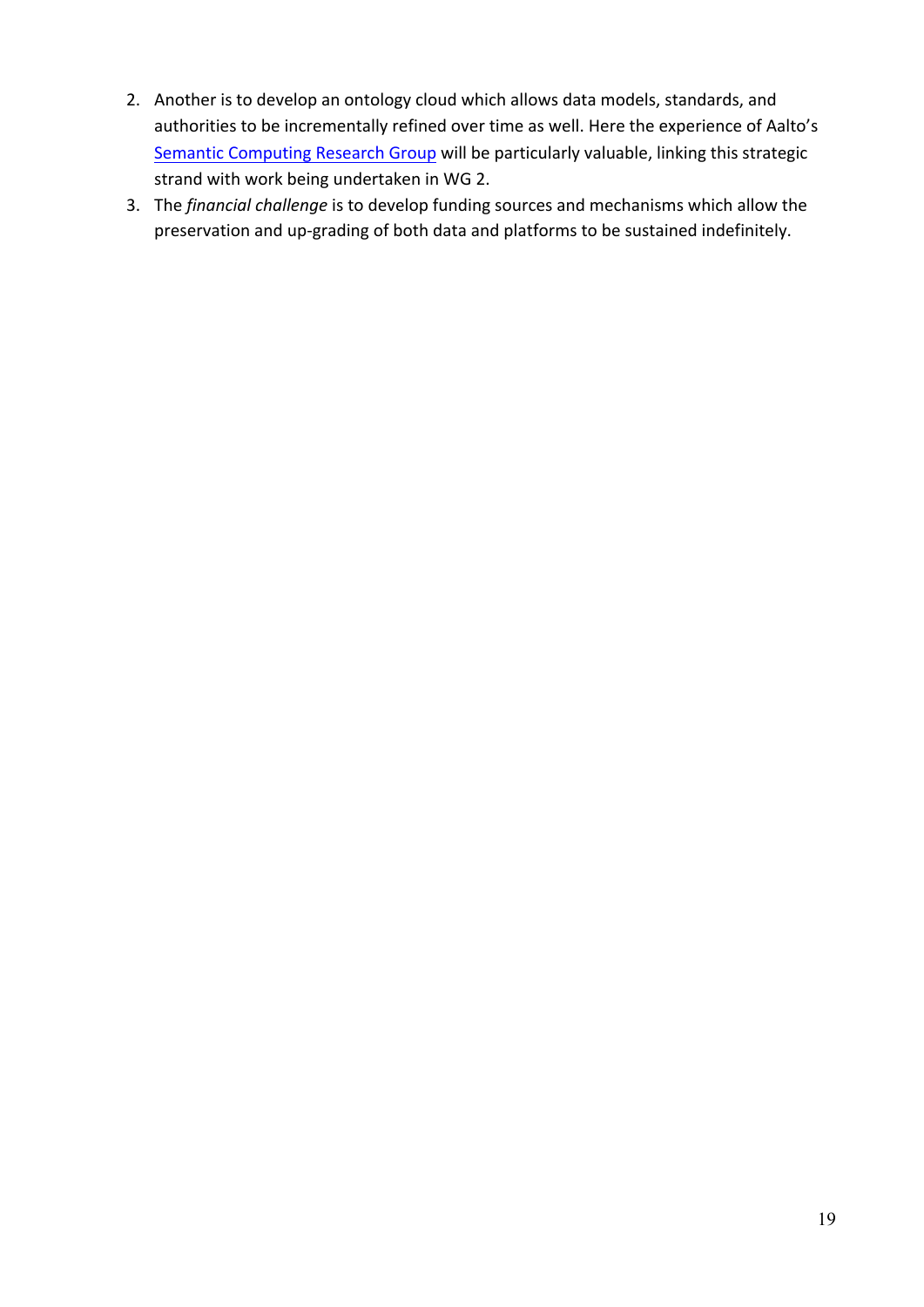2. Another is to develop an ontology cloud which allows data models, standards, and authorities to be incrementally refined over time as well. Here the experience of Aalto's Semantic Computing Research Group will be particularly valuable, linking this strategic strand with work being undertaken in WG 2.
3. The *financial challenge* is to develop funding sources and mechanisms which allow the preservation and up-grading of both data and platforms to be sustained indefinitely.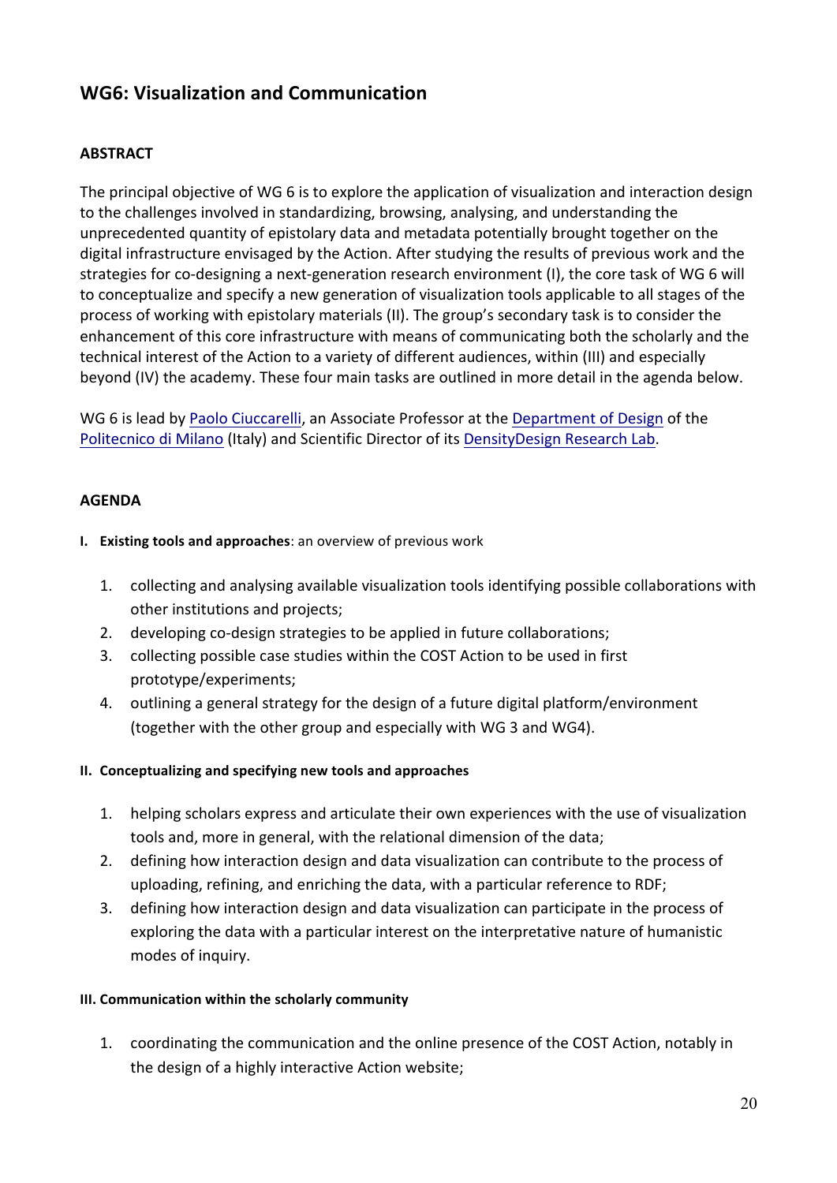## WG6: Visualization and Communication

### ABSTRACT

The principal objective of WG 6 is to explore the application of visualization and interaction design to the challenges involved in standardizing, browsing, analysing, and understanding the unprecedented quantity of epistolary data and metadata potentially brought together on the digital infrastructure envisaged by the Action. After studying the results of previous work and the strategies for co-designing a next-generation research environment (I), the core task of WG 6 will to conceptualize and specify a new generation of visualization tools applicable to all stages of the process of working with epistolary materials (II). The group's secondary task is to consider the enhancement of this core infrastructure with means of communicating both the scholarly and the technical interest of the Action to a variety of different audiences, within (III) and especially beyond (IV) the academy. These four main tasks are outlined in more detail in the agenda below.

WG 6 is lead by Paolo Ciuccarelli, an Associate Professor at the Department of Design of the Politecnico di Milano (Italy) and Scientific Director of its DensityDesign Research Lab.

### AGENDA

**I. Existing tools and approaches**: an overview of previous work

1. collecting and analysing available visualization tools identifying possible collaborations with other institutions and projects;
2. developing co-design strategies to be applied in future collaborations;
3. collecting possible case studies within the COST Action to be used in first prototype/experiments;
4. outlining a general strategy for the design of a future digital platform/environment (together with the other group and especially with WG 3 and WG4).

**II. Conceptualizing and specifying new tools and approaches**

1. helping scholars express and articulate their own experiences with the use of visualization tools and, more in general, with the relational dimension of the data;
2. defining how interaction design and data visualization can contribute to the process of uploading, refining, and enriching the data, with a particular reference to RDF;
3. defining how interaction design and data visualization can participate in the process of exploring the data with a particular interest on the interpretative nature of humanistic modes of inquiry.

**III. Communication within the scholarly community**

1. coordinating the communication and the online presence of the COST Action, notably in the design of a highly interactive Action website;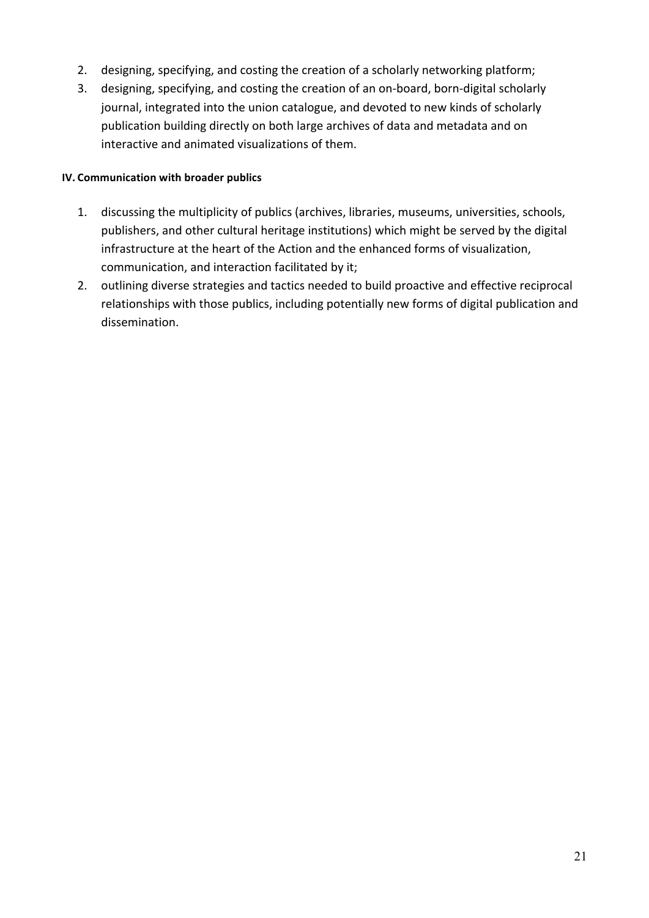2. designing, specifying, and costing the creation of a scholarly networking platform;
3. designing, specifying, and costing the creation of an on-board, born-digital scholarly journal, integrated into the union catalogue, and devoted to new kinds of scholarly publication building directly on both large archives of data and metadata and on interactive and animated visualizations of them.

**IV. Communication with broader publics**

1. discussing the multiplicity of publics (archives, libraries, museums, universities, schools, publishers, and other cultural heritage institutions) which might be served by the digital infrastructure at the heart of the Action and the enhanced forms of visualization, communication, and interaction facilitated by it;
2. outlining diverse strategies and tactics needed to build proactive and effective reciprocal relationships with those publics, including potentially new forms of digital publication and dissemination.